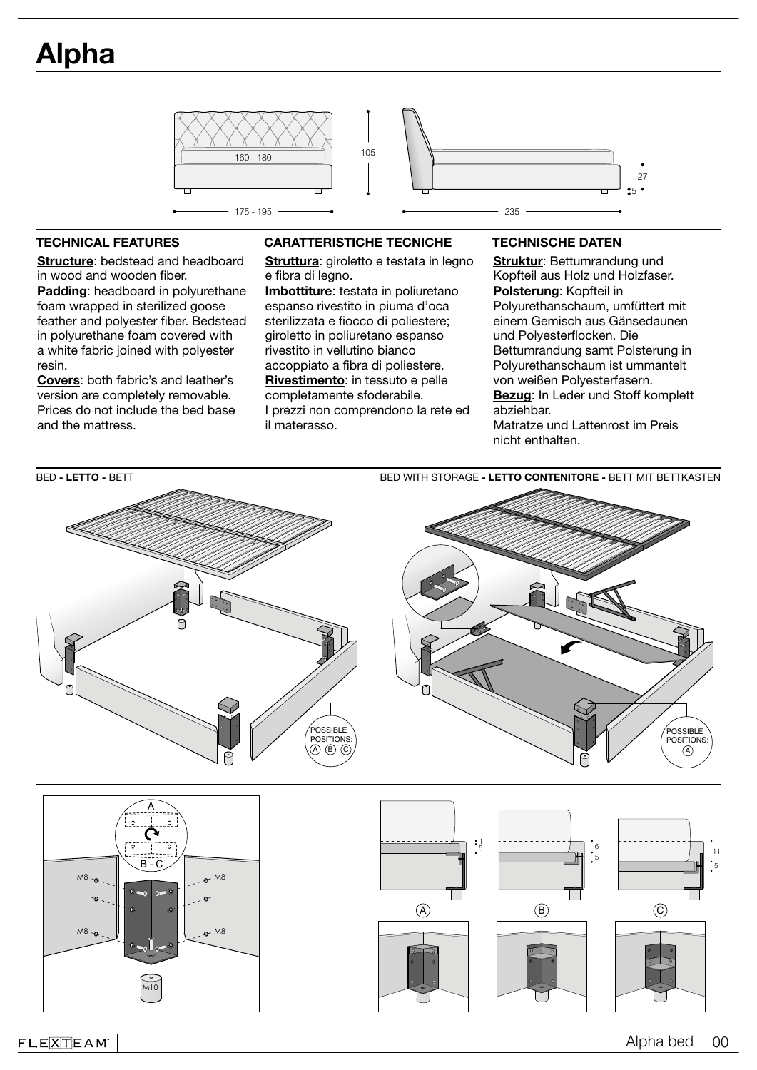# Alpha

160 - 180

105

27

5

175 - 195

235

### TECHNICAL FEATURES

**Structure**: bedstead and headboard in wood and wooden fiber.
**Padding**: headboard in polyurethane foam wrapped in sterilized goose feather and polyester fiber. Bedstead in polyurethane foam covered with a white fabric joined with polyester resin.
**Covers**: both fabric's and leather's version are completely removable.
Prices do not include the bed base and the mattress.

### CARATTERISTICHE TECNICHE

**Struttura**: giroletto e testata in legno e fibra di legno.
**Imbottiture**: testata in poliuretano espanso rivestito in piuma d'oca sterilizzata e fiocco di poliestere; giroletto in poliuretano espanso rivestito in vellutino bianco accoppiato a fibra di poliestere.
**Rivestimento**: in tessuto e pelle completamente sfoderabile.
I prezzi non comprendono la rete ed il materasso.

### TECHNISCHE DATEN

**Struktur**: Bettumrandung und Kopfteil aus Holz und Holzfaser.
**Polsterung**: Kopfteil in Polyurethanschaum, umfüttert mit einem Gemisch aus Gänsedaunen und Polyesterflocken. Die Bettumrandung samt Polsterung in Polyurethanschaum ist ummantelt von weißen Polyesterfasern.
**Bezug**: In Leder und Stoff komplett abziehbar.
Matratze und Lattenrost im Preis nicht enthalten.

BED - **LETTO** - BETT

POSSIBLE POSITIONS: A B C

BED WITH STORAGE - **LETTO CONTENITORE** - BETT MIT BETTKASTEN

POSSIBLE POSITIONS: A

A

B - C

M8 M8 M8 M8

M10

1 5

6 5

11 5

A B C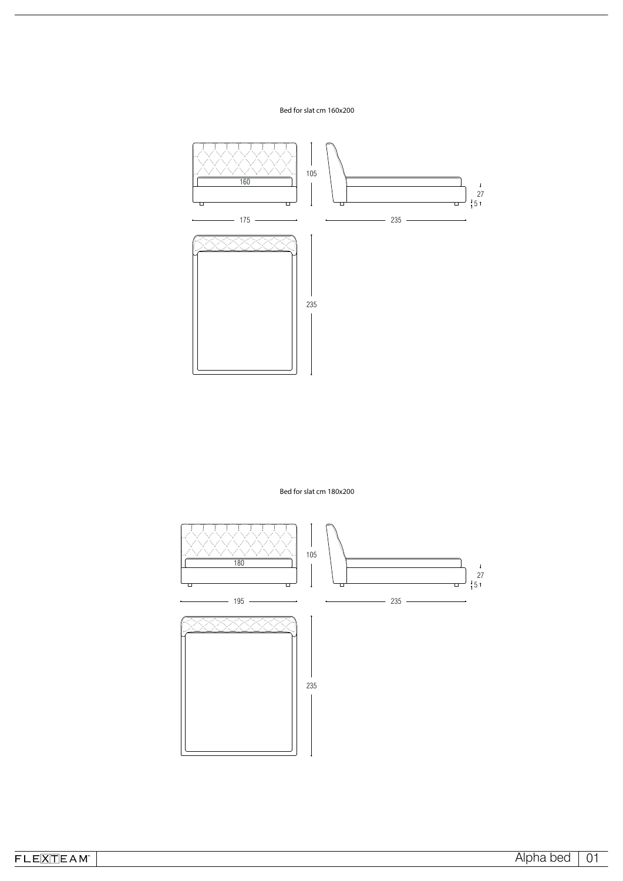Bed for slat cm 160x200

160

105

27

5

175

235

235

Bed for slat cm 180x200

180

105

27

5

195

235

235